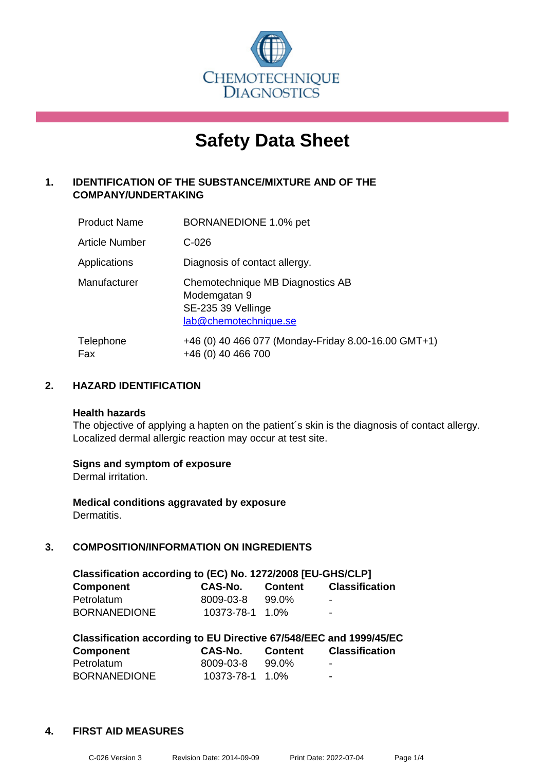CHEMOTECHNIQUE DIAGNOSTICS

# Safety Data Sheet

## 1. IDENTIFICATION OF THE SUBSTANCE/MIXTURE AND OF THE COMPANY/UNDERTAKING

| | |
|---|---|
| Product Name | BORNANEDIONE 1.0% pet |
| Article Number | C-026 |
| Applications | Diagnosis of contact allergy. |
| Manufacturer | Chemotechnique MB Diagnostics AB<br>Modemgatan 9<br>SE-235 39 Vellinge<br>lab@chemotechnique.se |
| Telephone<br>Fax | +46 (0) 40 466 077 (Monday-Friday 8.00-16.00 GMT+1)<br>+46 (0) 40 466 700 |

## 2. HAZARD IDENTIFICATION

**Health hazards**
The objective of applying a hapten on the patient´s skin is the diagnosis of contact allergy. Localized dermal allergic reaction may occur at test site.

**Signs and symptom of exposure**
Dermal irritation.

**Medical conditions aggravated by exposure**
Dermatitis.

## 3. COMPOSITION/INFORMATION ON INGREDIENTS

**Classification according to (EC) No. 1272/2008 [EU-GHS/CLP]**

| Component | CAS-No. | Content | Classification |
|---|---|---|---|
| Petrolatum | 8009-03-8 | 99.0% | - |
| BORNANEDIONE | 10373-78-1 | 1.0% | - |

**Classification according to EU Directive 67/548/EEC and 1999/45/EC**

| Component | CAS-No. | Content | Classification |
|---|---|---|---|
| Petrolatum | 8009-03-8 | 99.0% | - |
| BORNANEDIONE | 10373-78-1 | 1.0% | - |

## 4. FIRST AID MEASURES

C-026 Version 3 Revision Date: 2014-09-09 Print Date: 2022-07-04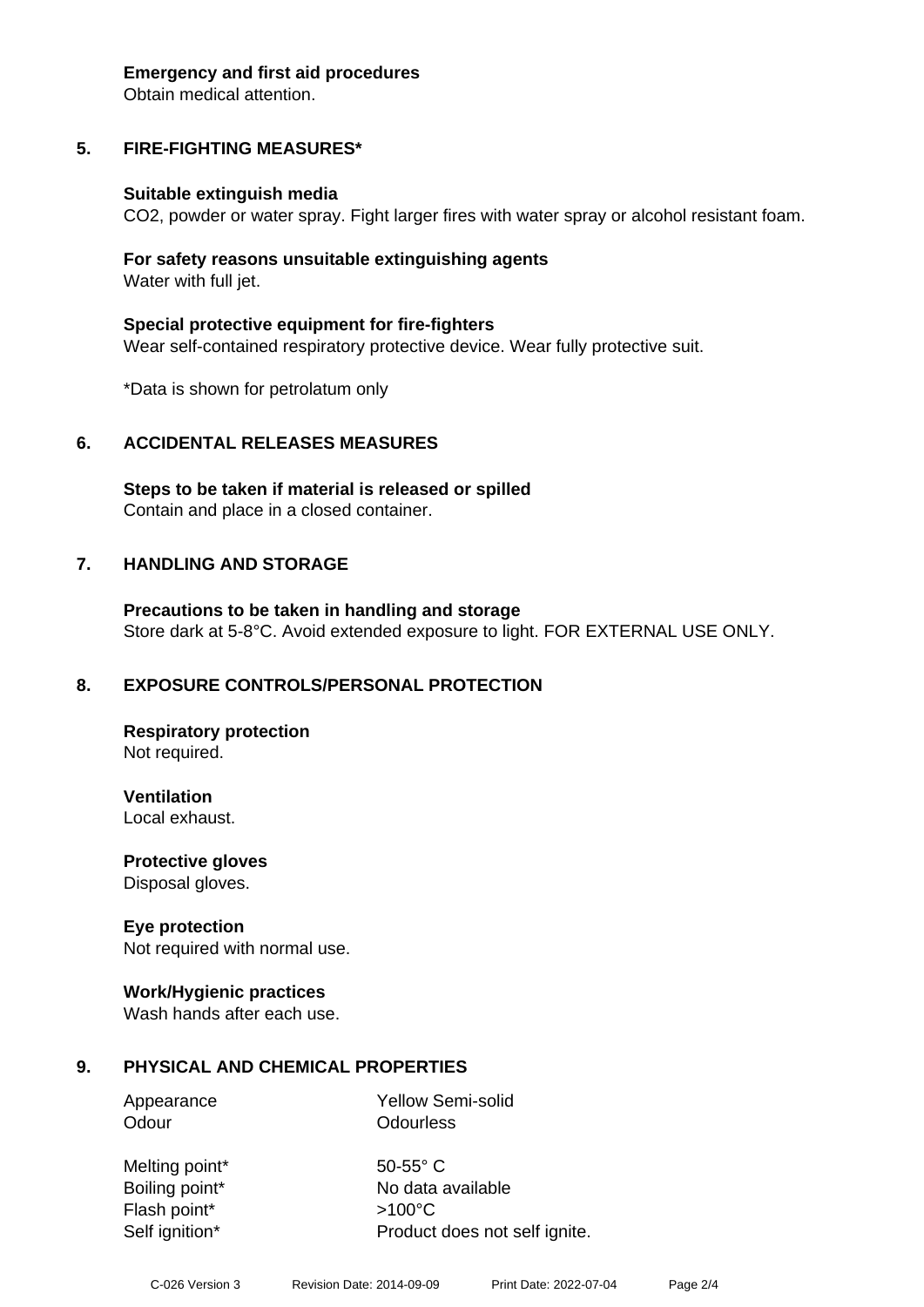**Emergency and first aid procedures**
Obtain medical attention.

## 5. FIRE-FIGHTING MEASURES*

**Suitable extinguish media**
$CO_2$, powder or water spray. Fight larger fires with water spray or alcohol resistant foam.

**For safety reasons unsuitable extinguishing agents**
Water with full jet.

**Special protective equipment for fire-fighters**
Wear self-contained respiratory protective device. Wear fully protective suit.

*Data is shown for petrolatum only

## 6. ACCIDENTAL RELEASES MEASURES

**Steps to be taken if material is released or spilled**
Contain and place in a closed container.

## 7. HANDLING AND STORAGE

**Precautions to be taken in handling and storage**
Store dark at 5-8°C. Avoid extended exposure to light. FOR EXTERNAL USE ONLY.

## 8. EXPOSURE CONTROLS/PERSONAL PROTECTION

**Respiratory protection**
Not required.

**Ventilation**
Local exhaust.

**Protective gloves**
Disposal gloves.

**Eye protection**
Not required with normal use.

**Work/Hygienic practices**
Wash hands after each use.

## 9. PHYSICAL AND CHEMICAL PROPERTIES

| | |
|---|---|
| Appearance | Yellow Semi-solid |
| Odour | Odourless |
| Melting point* | 50-55° C |
| Boiling point* | No data available |
| Flash point* | >100°C |
| Self ignition* | Product does not self ignite. |

C-026 Version 3 Revision Date: 2014-09-09 Print Date: 2022-07-04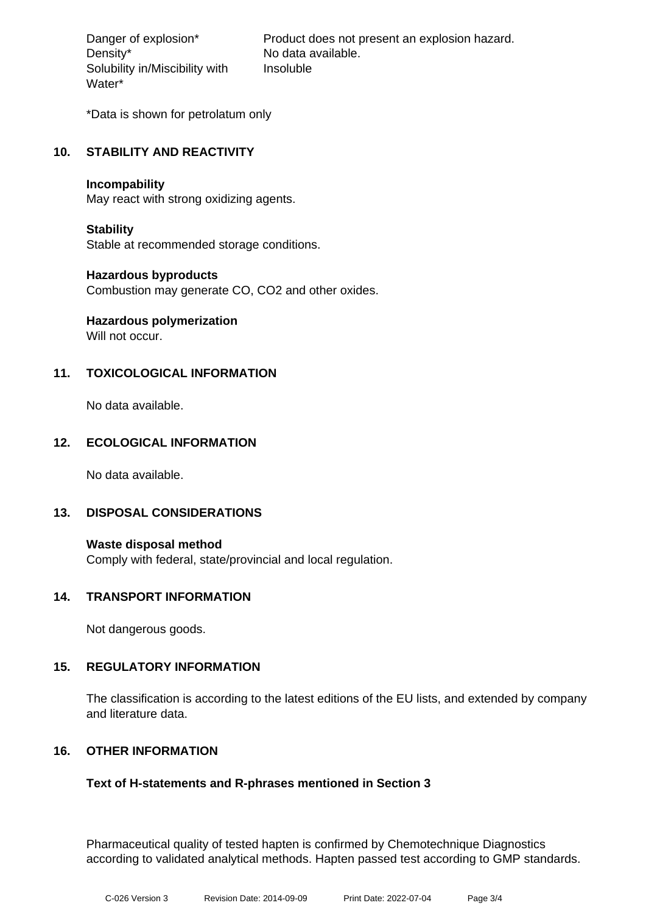| | |
|---|---|
| Danger of explosion* | Product does not present an explosion hazard. |
| Density* | No data available. |
| Solubility in/Miscibility with Water* | Insoluble |

*Data is shown for petrolatum only

## 10. STABILITY AND REACTIVITY

**Incompability**
May react with strong oxidizing agents.

**Stability**
Stable at recommended storage conditions.

**Hazardous byproducts**
Combustion may generate CO, $CO_2$ and other oxides.

**Hazardous polymerization**
Will not occur.

## 11. TOXICOLOGICAL INFORMATION

No data available.

## 12. ECOLOGICAL INFORMATION

No data available.

## 13. DISPOSAL CONSIDERATIONS

**Waste disposal method**
Comply with federal, state/provincial and local regulation.

## 14. TRANSPORT INFORMATION

Not dangerous goods.

## 15. REGULATORY INFORMATION

The classification is according to the latest editions of the EU lists, and extended by company and literature data.

## 16. OTHER INFORMATION

**Text of H-statements and R-phrases mentioned in Section 3**

Pharmaceutical quality of tested hapten is confirmed by Chemotechnique Diagnostics according to validated analytical methods. Hapten passed test according to GMP standards.

C-026 Version 3 Revision Date: 2014-09-09 Print Date: 2022-07-04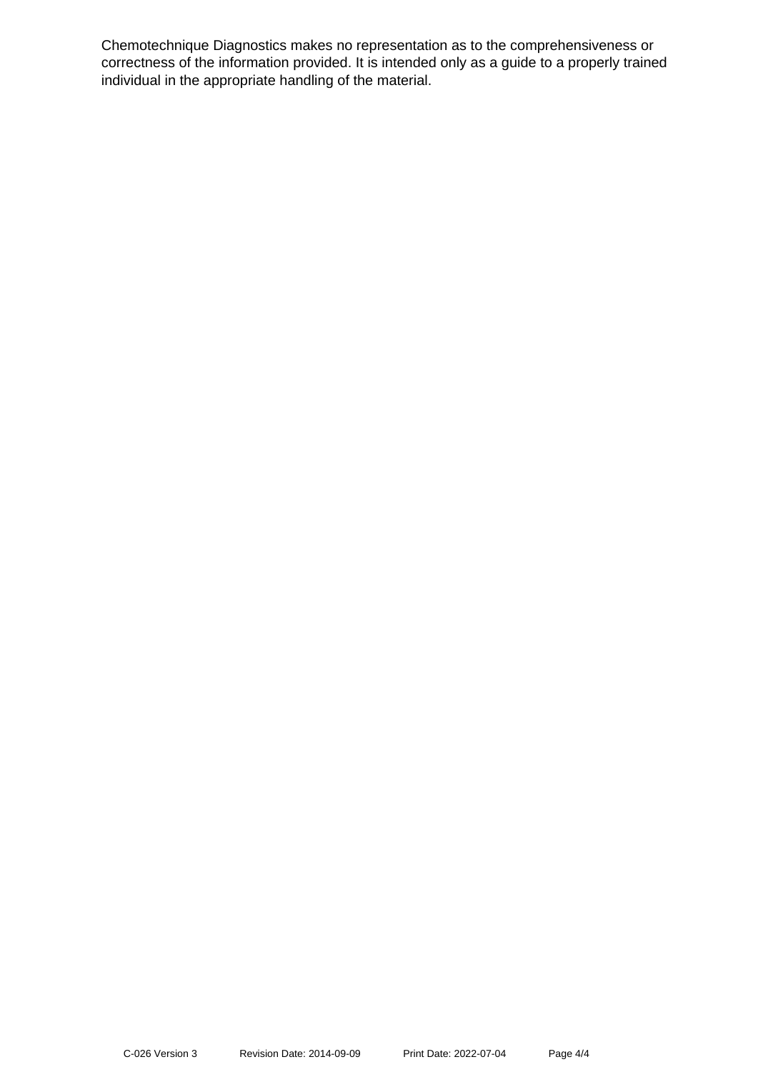Chemotechnique Diagnostics makes no representation as to the comprehensiveness or correctness of the information provided. It is intended only as a guide to a properly trained individual in the appropriate handling of the material.